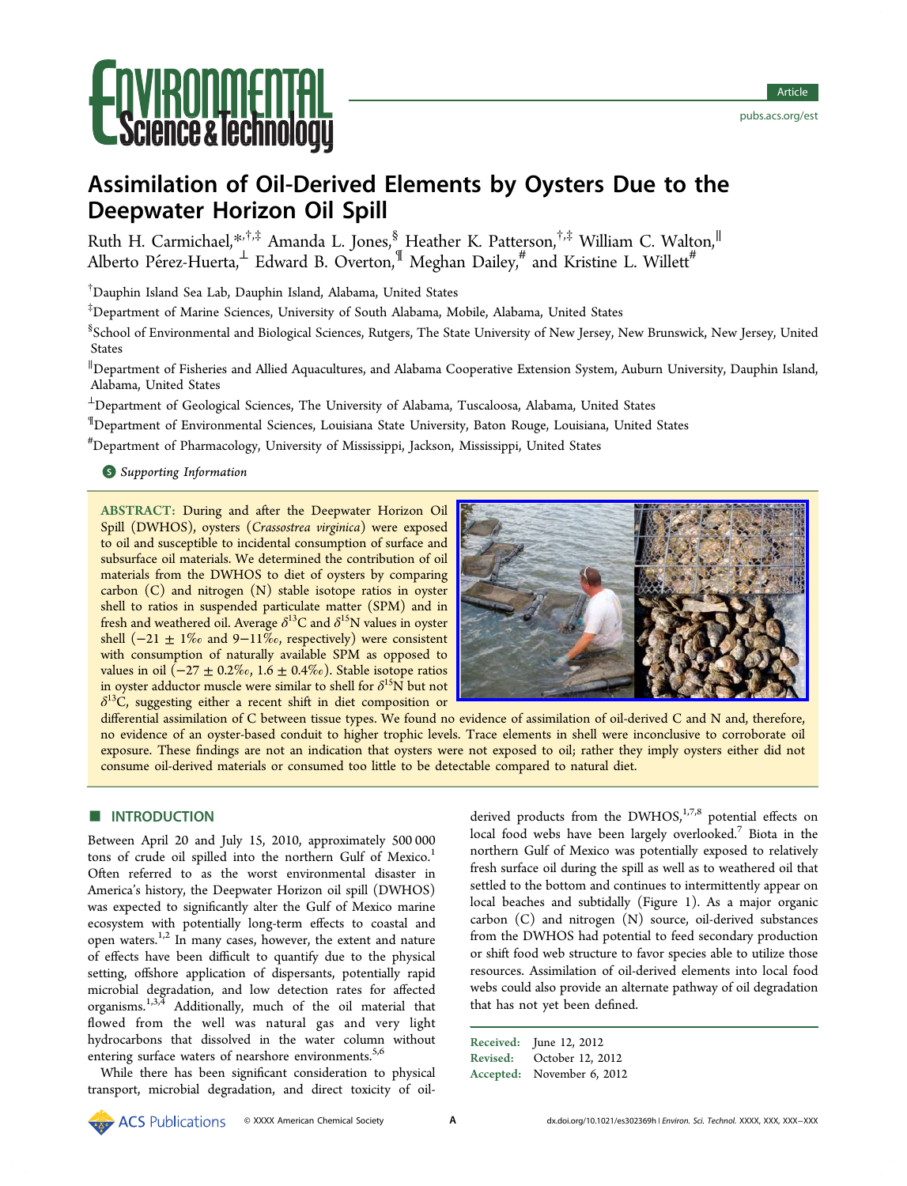# Assimilation of Oil-Derived Elements by Oysters Due to the Deepwater Horizon Oil Spill

Ruth H. Carmichael,[*,†,‡] Amanda L. Jones,[§] Heather K. Patterson,[†,‡] William C. Walton,[∥] Alberto Pérez-Huerta,[⊥] Edward B. Overton,[¶] Meghan Dailey,[#] and Kristine L. Willett[#]

[†]Dauphin Island Sea Lab, Dauphin Island, Alabama, United States

[‡]Department of Marine Sciences, University of South Alabama, Mobile, Alabama, United States

[§]School of Environmental and Biological Sciences, Rutgers, The State University of New Jersey, New Brunswick, New Jersey, United States

[∥]Department of Fisheries and Allied Aquacultures, and Alabama Cooperative Extension System, Auburn University, Dauphin Island, Alabama, United States

[⊥]Department of Geological Sciences, The University of Alabama, Tuscaloosa, Alabama, United States

[¶]Department of Environmental Sciences, Louisiana State University, Baton Rouge, Louisiana, United States

[#]Department of Pharmacology, University of Mississippi, Jackson, Mississippi, United States

Supporting Information

**ABSTRACT:** During and after the Deepwater Horizon Oil Spill (DWHOS), oysters (*Crassostrea virginica*) were exposed to oil and susceptible to incidental consumption of surface and subsurface oil materials. We determined the contribution of oil materials from the DWHOS to diet of oysters by comparing carbon (C) and nitrogen (N) stable isotope ratios in oyster shell to ratios in suspended particulate matter (SPM) and in fresh and weathered oil. Average $\delta^{13}C$ and $\delta^{15}N$ values in oyster shell (−21 ± 1‰ and 9−11‰, respectively) were consistent with consumption of naturally available SPM as opposed to values in oil (−27 ± 0.2‰, 1.6 ± 0.4‰). Stable isotope ratios in oyster adductor muscle were similar to shell for $\delta^{15}N$ but not $\delta^{13}C$, suggesting either a recent shift in diet composition or differential assimilation of C between tissue types. We found no evidence of assimilation of oil-derived C and N and, therefore, no evidence of an oyster-based conduit to higher trophic levels. Trace elements in shell were inconclusive to corroborate oil exposure. These findings are not an indication that oysters were not exposed to oil; rather they imply oysters either did not consume oil-derived materials or consumed too little to be detectable compared to natural diet.

## INTRODUCTION

Between April 20 and July 15, 2010, approximately 500 000 tons of crude oil spilled into the northern Gulf of Mexico.[1] Often referred to as the worst environmental disaster in America's history, the Deepwater Horizon oil spill (DWHOS) was expected to significantly alter the Gulf of Mexico marine ecosystem with potentially long-term effects to coastal and open waters.[1,2] In many cases, however, the extent and nature of effects have been difficult to quantify due to the physical setting, offshore application of dispersants, potentially rapid microbial degradation, and low detection rates for affected organisms.[1,3,4] Additionally, much of the oil material that flowed from the well was natural gas and very light hydrocarbons that dissolved in the water column without entering surface waters of nearshore environments.[5,6]

While there has been significant consideration to physical transport, microbial degradation, and direct toxicity of oil-derived products from the DWHOS,[1,7,8] potential effects on local food webs have been largely overlooked.[7] Biota in the northern Gulf of Mexico was potentially exposed to relatively fresh surface oil during the spill as well as to weathered oil that settled to the bottom and continues to intermittently appear on local beaches and subtidally (Figure 1). As a major organic carbon (C) and nitrogen (N) source, oil-derived substances from the DWHOS had potential to feed secondary production or shift food web structure to favor species able to utilize those resources. Assimilation of oil-derived elements into local food webs could also provide an alternate pathway of oil degradation that has not yet been defined.

Received: June 12, 2012
Revised: October 12, 2012
Accepted: November 6, 2012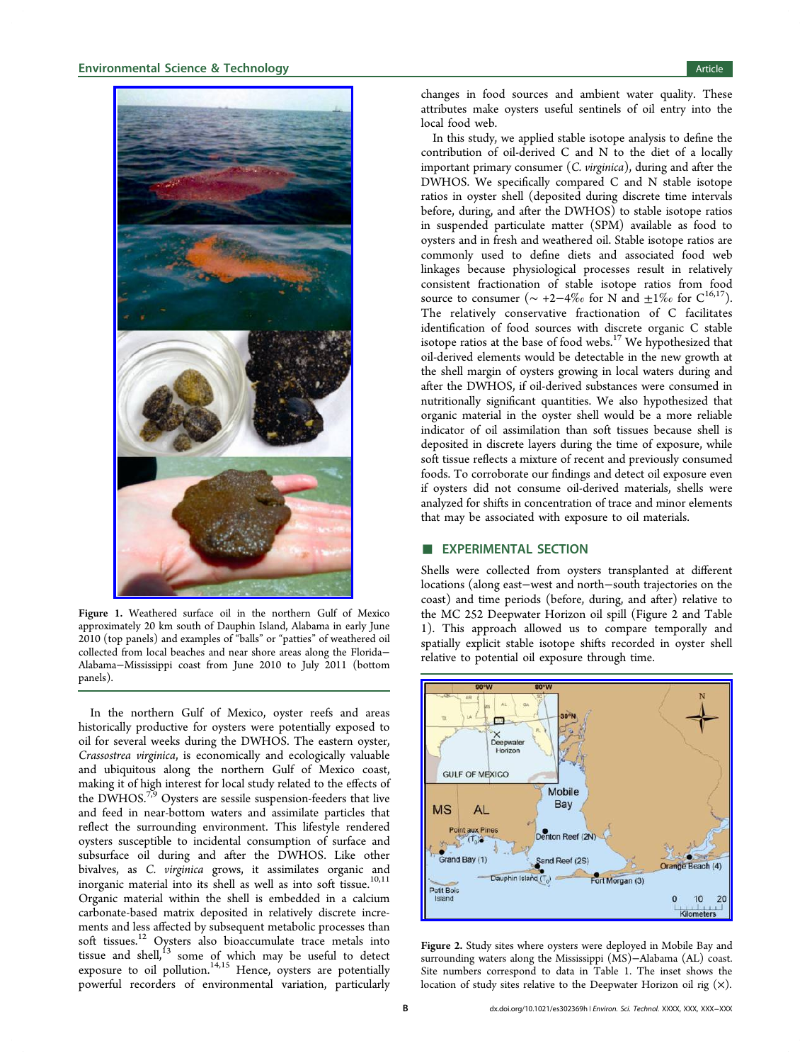Figure 1. Weathered surface oil in the northern Gulf of Mexico approximately 20 km south of Dauphin Island, Alabama in early June 2010 (top panels) and examples of "balls" or "patties" of weathered oil collected from local beaches and near shore areas along the Florida–Alabama–Mississippi coast from June 2010 to July 2011 (bottom panels).

In the northern Gulf of Mexico, oyster reefs and areas historically productive for oysters were potentially exposed to oil for several weeks during the DWHOS. The eastern oyster, *Crassostrea virginica*, is economically and ecologically valuable and ubiquitous along the northern Gulf of Mexico coast, making it of high interest for local study related to the effects of the DWHOS.[7,9] Oysters are sessile suspension-feeders that live and feed in near-bottom waters and assimilate particles that reflect the surrounding environment. This lifestyle rendered oysters susceptible to incidental consumption of surface and subsurface oil during and after the DWHOS. Like other bivalves, as *C. virginica* grows, it assimilates organic and inorganic material into its shell as well as into soft tissue.[10,11] Organic material within the shell is embedded in a calcium carbonate-based matrix deposited in relatively discrete increments and less affected by subsequent metabolic processes than soft tissues.[12] Oysters also bioaccumulate trace metals into tissue and shell,[13] some of which may be useful to detect exposure to oil pollution.[14,15] Hence, oysters are potentially powerful recorders of environmental variation, particularly changes in food sources and ambient water quality. These attributes make oysters useful sentinels of oil entry into the local food web.

In this study, we applied stable isotope analysis to define the contribution of oil-derived C and N to the diet of a locally important primary consumer (*C. virginica*), during and after the DWHOS. We specifically compared C and N stable isotope ratios in oyster shell (deposited during discrete time intervals before, during, and after the DWHOS) to stable isotope ratios in suspended particulate matter (SPM) available as food to oysters and in fresh and weathered oil. Stable isotope ratios are commonly used to define diets and associated food web linkages because physiological processes result in relatively consistent fractionation of stable isotope ratios from food source to consumer (~ +2–4‰ for N and ±1‰ for C[16,17]). The relatively conservative fractionation of C facilitates identification of food sources with discrete organic C stable isotope ratios at the base of food webs.[17] We hypothesized that oil-derived elements would be detectable in the new growth at the shell margin of oysters growing in local waters during and after the DWHOS, if oil-derived substances were consumed in nutritionally significant quantities. We also hypothesized that organic material in the oyster shell would be a more reliable indicator of oil assimilation than soft tissues because shell is deposited in discrete layers during the time of exposure, while soft tissue reflects a mixture of recent and previously consumed foods. To corroborate our findings and detect oil exposure even if oysters did not consume oil-derived materials, shells were analyzed for shifts in concentration of trace and minor elements that may be associated with exposure to oil materials.

## EXPERIMENTAL SECTION

Shells were collected from oysters transplanted at different locations (along east–west and north–south trajectories on the coast) and time periods (before, during, and after) relative to the MC 252 Deepwater Horizon oil spill (Figure 2 and Table 1). This approach allowed us to compare temporally and spatially explicit stable isotope shifts recorded in oyster shell relative to potential oil exposure through time.

Figure 2. Study sites where oysters were deployed in Mobile Bay and surrounding waters along the Mississippi (MS)–Alabama (AL) coast. Site numbers correspond to data in Table 1. The inset shows the location of study sites relative to the Deepwater Horizon oil rig (×).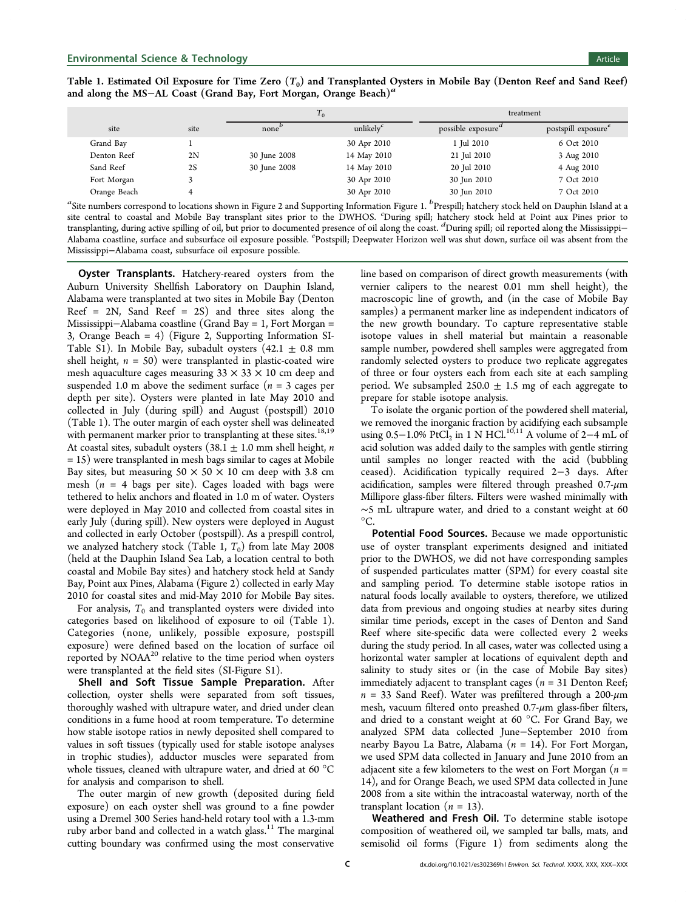**Table 1. Estimated Oil Exposure for Time Zero ($T_0$) and Transplanted Oysters in Mobile Bay (Denton Reef and Sand Reef) and along the MS−AL Coast (Grand Bay, Fort Morgan, Orange Beach)[a]**

| | | $T_0$ | | treatment | |
|---|---|---|---|---|---|
| site | site | none[b] | unlikely[c] | possible exposure[d] | postspill exposure[e] |
| Grand Bay | 1 | | 30 Apr 2010 | 1 Jul 2010 | 6 Oct 2010 |
| Denton Reef | 2N | 30 June 2008 | 14 May 2010 | 21 Jul 2010 | 3 Aug 2010 |
| Sand Reef | 2S | 30 June 2008 | 14 May 2010 | 20 Jul 2010 | 4 Aug 2010 |
| Fort Morgan | 3 | | 30 Apr 2010 | 30 Jun 2010 | 7 Oct 2010 |
| Orange Beach | 4 | | 30 Apr 2010 | 30 Jun 2010 | 7 Oct 2010 |

[a]Site numbers correspond to locations shown in Figure 2 and Supporting Information Figure 1. [b]Prespill; hatchery stock held on Dauphin Island at a site central to coastal and Mobile Bay transplant sites prior to the DWHOS. [c]During spill; hatchery stock held at Point aux Pines prior to transplanting, during active spilling of oil, but prior to documented presence of oil along the coast. [d]During spill; oil reported along the Mississippi−Alabama coastline, surface and subsurface oil exposure possible. [e]Postspill; Deepwater Horizon well was shut down, surface oil was absent from the Mississippi−Alabama coast, subsurface oil exposure possible.

**Oyster Transplants.** Hatchery-reared oysters from the Auburn University Shellfish Laboratory on Dauphin Island, Alabama were transplanted at two sites in Mobile Bay (Denton Reef = 2N, Sand Reef = 2S) and three sites along the Mississippi−Alabama coastline (Grand Bay = 1, Fort Morgan = 3, Orange Beach = 4) (Figure 2, Supporting Information SI-Table S1). In Mobile Bay, subadult oysters (42.1 ± 0.8 mm shell height, $n$ = 50) were transplanted in plastic-coated wire mesh aquaculture cages measuring 33 × 33 × 10 cm deep and suspended 1.0 m above the sediment surface ($n$ = 3 cages per depth per site). Oysters were planted in late May 2010 and collected in July (during spill) and August (postspill) 2010 (Table 1). The outer margin of each oyster shell was delineated with permanent marker prior to transplanting at these sites.[18,19] At coastal sites, subadult oysters (38.1 ± 1.0 mm shell height, $n$ = 15) were transplanted in mesh bags similar to cages at Mobile Bay sites, but measuring 50 × 50 × 10 cm deep with 3.8 cm mesh ($n$ = 4 bags per site). Cages loaded with bags were tethered to helix anchors and floated in 1.0 m of water. Oysters were deployed in May 2010 and collected from coastal sites in early July (during spill). New oysters were deployed in August and collected in early October (postspill). As a prespill control, we analyzed hatchery stock (Table 1, $T_0$) from late May 2008 (held at the Dauphin Island Sea Lab, a location central to both coastal and Mobile Bay sites) and hatchery stock held at Sandy Bay, Point aux Pines, Alabama (Figure 2) collected in early May 2010 for coastal sites and mid-May 2010 for Mobile Bay sites.

For analysis, $T_0$ and transplanted oysters were divided into categories based on likelihood of exposure to oil (Table 1). Categories (none, unlikely, possible exposure, postspill exposure) were defined based on the location of surface oil reported by NOAA[20] relative to the time period when oysters were transplanted at the field sites (SI-Figure S1).

**Shell and Soft Tissue Sample Preparation.** After collection, oyster shells were separated from soft tissues, thoroughly washed with ultrapure water, and dried under clean conditions in a fume hood at room temperature. To determine how stable isotope ratios in newly deposited shell compared to values in soft tissues (typically used for stable isotope analyses in trophic studies), adductor muscles were separated from whole tissues, cleaned with ultrapure water, and dried at 60 °C for analysis and comparison to shell.

The outer margin of new growth (deposited during field exposure) on each oyster shell was ground to a fine powder using a Dremel 300 Series hand-held rotary tool with a 1.3-mm ruby arbor band and collected in a watch glass.[11] The marginal cutting boundary was confirmed using the most conservative line based on comparison of direct growth measurements (with vernier calipers to the nearest 0.01 mm shell height), the macroscopic line of growth, and (in the case of Mobile Bay samples) a permanent marker line as independent indicators of the new growth boundary. To capture representative stable isotope values in shell material but maintain a reasonable sample number, powdered shell samples were aggregated from randomly selected oysters to produce two replicate aggregates of three or four oysters each from each site at each sampling period. We subsampled 250.0 ± 1.5 mg of each aggregate to prepare for stable isotope analysis.

To isolate the organic portion of the powdered shell material, we removed the inorganic fraction by acidifying each subsample using 0.5−1.0% $PtCl_2$ in 1 N HCl.[10,11] A volume of 2−4 mL of acid solution was added daily to the samples with gentle stirring until samples no longer reacted with the acid (bubbling ceased). Acidification typically required 2−3 days. After acidification, samples were filtered through preashed 0.7-μm Millipore glass-fiber filters. Filters were washed minimally with ∼5 mL ultrapure water, and dried to a constant weight at 60 °C.

**Potential Food Sources.** Because we made opportunistic use of oyster transplant experiments designed and initiated prior to the DWHOS, we did not have corresponding samples of suspended particulates matter (SPM) for every coastal site and sampling period. To determine stable isotope ratios in natural foods locally available to oysters, therefore, we utilized data from previous and ongoing studies at nearby sites during similar time periods, except in the cases of Denton and Sand Reef where site-specific data were collected every 2 weeks during the study period. In all cases, water was collected using a horizontal water sampler at locations of equivalent depth and salinity to study sites or (in the case of Mobile Bay sites) immediately adjacent to transplant cages ($n$ = 31 Denton Reef; $n$ = 33 Sand Reef). Water was prefiltered through a 200-μm mesh, vacuum filtered onto preashed 0.7-μm glass-fiber filters, and dried to a constant weight at 60 °C. For Grand Bay, we analyzed SPM data collected June−September 2010 from nearby Bayou La Batre, Alabama ($n$ = 14). For Fort Morgan, we used SPM data collected in January and June 2010 from an adjacent site a few kilometers to the west on Fort Morgan ($n$ = 14), and for Orange Beach, we used SPM data collected in June 2008 from a site within the intracoastal waterway, north of the transplant location ($n$ = 13).

**Weathered and Fresh Oil.** To determine stable isotope composition of weathered oil, we sampled tar balls, mats, and semisolid oil forms (Figure 1) from sediments along the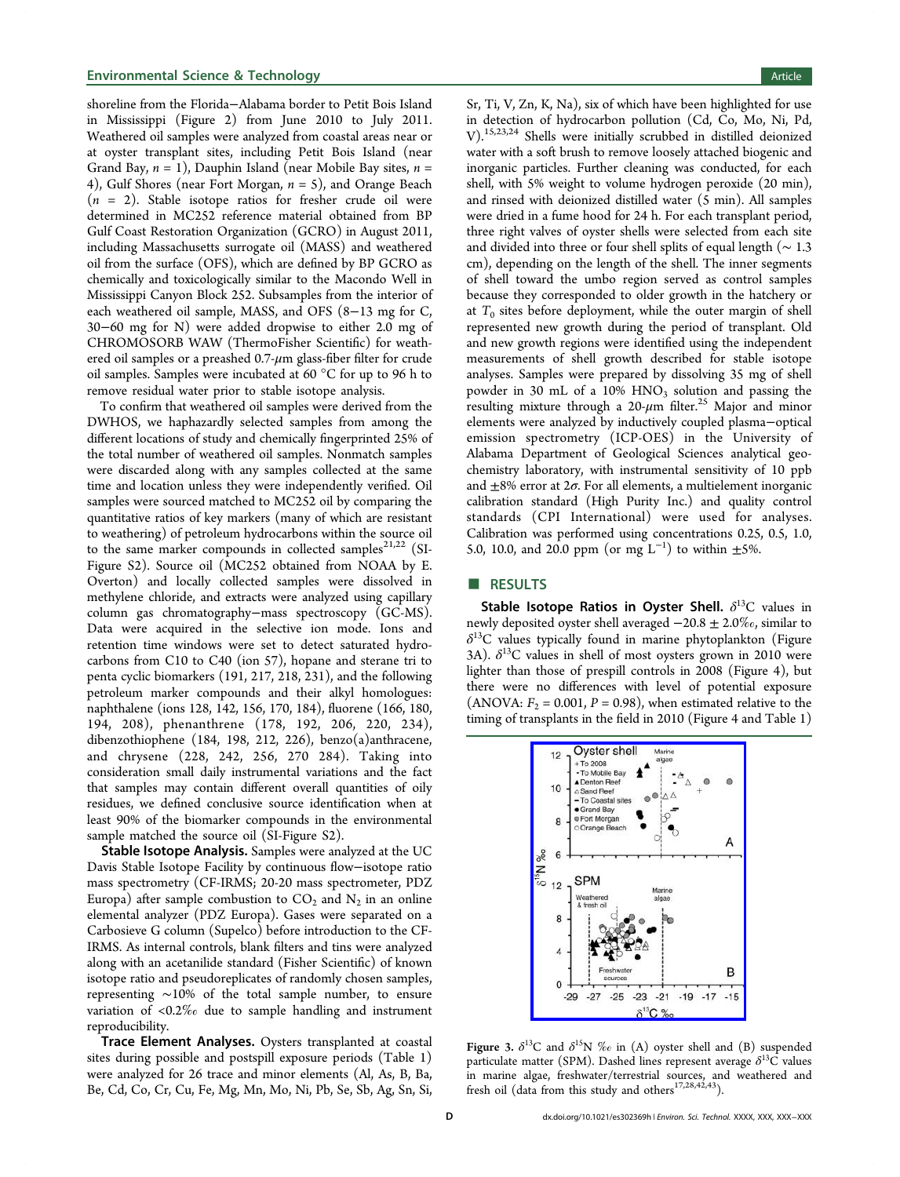shoreline from the Florida−Alabama border to Petit Bois Island in Mississippi (Figure 2) from June 2010 to July 2011. Weathered oil samples were extracted from coastal areas near or at oyster transplant sites, including Petit Bois Island (near Grand Bay, $n = 1$), Dauphin Island (near Mobile Bay sites, $n = 4$), Gulf Shores (near Fort Morgan, $n = 5$), and Orange Beach ($n = 2$). Stable isotope ratios for fresher crude oil were determined in MC252 reference material obtained from BP Gulf Coast Restoration Organization (GCRO) in August 2011, including Massachusetts surrogate oil (MASS) and weathered oil from the surface (OFS), which are defined by BP GCRO as chemically and toxicologically similar to the Macondo Well in Mississippi Canyon Block 252. Subsamples from the interior of each weathered oil sample, MASS, and OFS (8−13 mg for C, 30−60 mg for N) were added dropwise to either 2.0 mg of CHROMOSORB WAW (ThermoFisher Scientific) for weathered oil samples or a preashed 0.7-$\mu$m glass-fiber filter for crude oil samples. Samples were incubated at 60 °C for up to 96 h to remove residual water prior to stable isotope analysis.

To confirm that weathered oil samples were derived from the DWHOS, we haphazardly selected samples from among the different locations of study and chemically fingerprinted 25% of the total number of weathered oil samples. Nonmatch samples were discarded along with any samples collected at the same time and location unless they were independently verified. Oil samples were sourced matched to MC252 oil by comparing the quantitative ratios of key markers (many of which are resistant to weathering) of petroleum hydrocarbons within the source oil to the same marker compounds in collected samples[21,22] (SI-Figure S2). Source oil (MC252 obtained from NOAA by E. Overton) and locally collected samples were dissolved in methylene chloride, and extracts were analyzed using capillary column gas chromatography−mass spectroscopy (GC-MS). Data were acquired in the selective ion mode. Ions and retention time windows were set to detect saturated hydrocarbons from C10 to C40 (ion 57), hopane and sterane tri to penta cyclic biomarkers (191, 217, 218, 231), and the following petroleum marker compounds and their alkyl homologues: naphthalene (ions 128, 142, 156, 170, 184), fluorene (166, 180, 194, 208), phenanthrene (178, 192, 206, 220, 234), dibenzothiophene (184, 198, 212, 226), benzo(a)anthracene, and chrysene (228, 242, 256, 270 284). Taking into consideration small daily instrumental variations and the fact that samples may contain different overall quantities of oily residues, we defined conclusive source identification when at least 90% of the biomarker compounds in the environmental sample matched the source oil (SI-Figure S2).

**Stable Isotope Analysis.** Samples were analyzed at the UC Davis Stable Isotope Facility by continuous flow−isotope ratio mass spectrometer (CF-IRMS; 20-20 mass spectrometer, PDZ Europa) after sample combustion to $CO_2$ and $N_2$ in an online elemental analyzer (PDZ Europa). Gases were separated on a Carbosieve G column (Supelco) before introduction to the CF-IRMS. As internal controls, blank filters and tins were analyzed along with an acetanilide standard (Fisher Scientific) of known isotope ratio and pseudoreplicates of randomly chosen samples, representing ~10% of the total sample number, to ensure variation of <0.2‰ due to sample handling and instrument reproducibility.

**Trace Element Analyses.** Oysters transplanted at coastal sites during possible and postspill exposure periods (Table 1) were analyzed for 26 trace and minor elements (Al, As, B, Ba, Be, Cd, Co, Cr, Cu, Fe, Mg, Mn, Mo, Ni, Pb, Se, Sb, Ag, Sn, Si, Sr, Ti, V, Zn, K, Na), six of which have been highlighted for use in detection of hydrocarbon pollution (Cd, Co, Mo, Ni, Pd, V).[15,23,24] Shells were initially scrubbed in distilled deionized water with a soft brush to remove loosely attached biogenic and inorganic particles. Further cleaning was conducted, for each shell, with 5% weight to volume hydrogen peroxide (20 min), and rinsed with deionized distilled water (5 min). All samples were dried in a fume hood for 24 h. For each transplant period, three right valves of oyster shells were selected from each site and divided into three or four shell splits of equal length (~ 1.3 cm), depending on the length of the shell. The inner segments of shell toward the umbo region served as control samples because they corresponded to older growth in the hatchery or at $T_0$ sites before deployment, while the outer margin of shell represented new growth during the period of transplant. Old and new growth regions were identified using the independent measurements of shell growth described for stable isotope analyses. Samples were prepared by dissolving 35 mg of shell powder in 30 mL of a 10% $HNO_3$ solution and passing the resulting mixture through a 20-$\mu$m filter.[25] Major and minor elements were analyzed by inductively coupled plasma−optical emission spectrometry (ICP-OES) in the University of Alabama Department of Geological Sciences analytical geochemistry laboratory, with instrumental sensitivity of 10 ppb and ±8% error at 2$\sigma$. For all elements, a multielement inorganic calibration standard (High Purity Inc.) and quality control standards (CPI International) were used for analyses. Calibration was performed using concentrations 0.25, 0.5, 1.0, 5.0, 10.0, and 20.0 ppm (or mg $L^{-1}$) to within ±5%.

## RESULTS

**Stable Isotope Ratios in Oyster Shell.** $\delta^{13}C$ values in newly deposited oyster shell averaged −20.8 ± 2.0‰, similar to $\delta^{13}C$ values typically found in marine phytoplankton (Figure 3A). $\delta^{13}C$ values in shell of most oysters grown in 2010 were lighter than those of prespill controls in 2008 (Figure 4), but there were no differences with level of potential exposure (ANOVA: $F_2 = 0.001$, $P = 0.98$), when estimated relative to the timing of transplants in the field in 2010 (Figure 4 and Table 1)

Figure 3. $\delta^{13}C$ and $\delta^{15}N$ ‰ in (A) oyster shell and (B) suspended particulate matter (SPM). Dashed lines represent average $\delta^{13}C$ values in marine algae, freshwater/terrestrial sources, and weathered and fresh oil (data from this study and others[17,28,42,43]).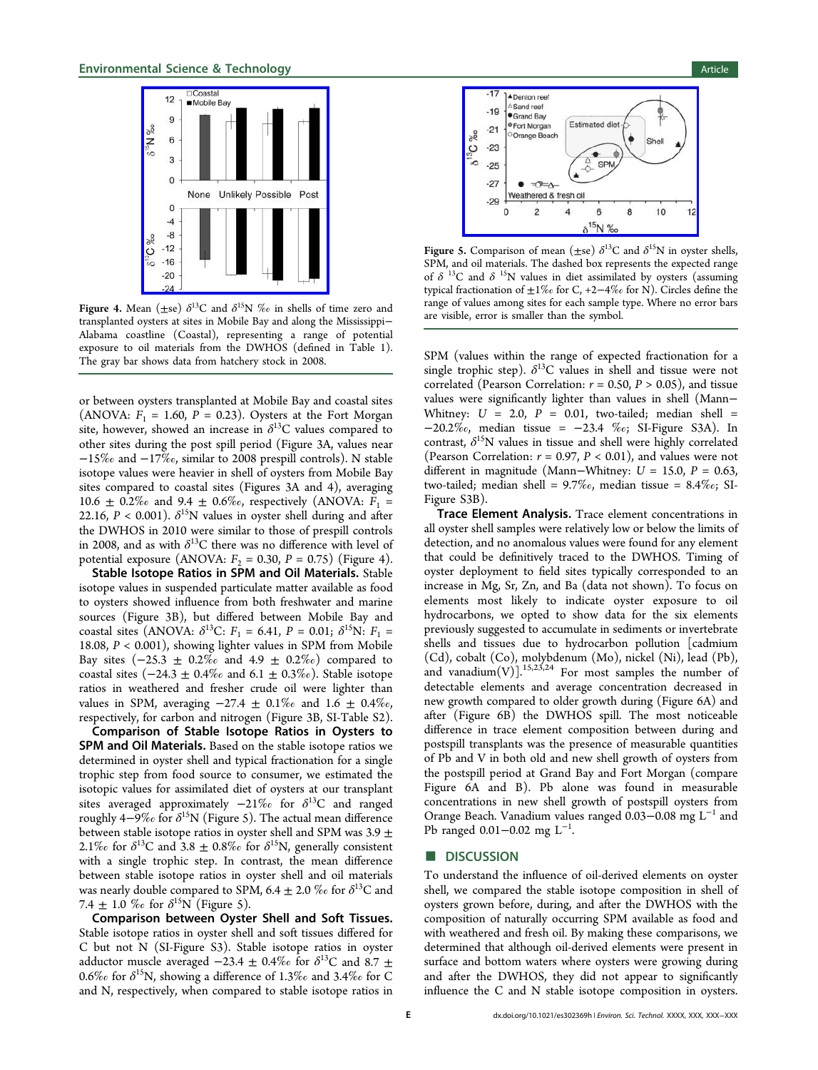Figure 4. Mean (±se) $\delta^{13}$C and $\delta^{15}$N ‰ in shells of time zero and transplanted oysters at sites in Mobile Bay and along the Mississippi−Alabama coastline (Coastal), representing a range of potential exposure to oil materials from the DWHOS (defined in Table 1). The gray bar shows data from hatchery stock in 2008.

Figure 5. Comparison of mean (±se) $\delta^{13}$C and $\delta^{15}$N in oyster shells, SPM, and oil materials. The dashed box represents the expected range of $\delta^{13}$C and $\delta^{15}$N values in diet assimilated by oysters (assuming typical fractionation of ±1‰ for C, +2−4‰ for N). Circles define the range of values among sites for each sample type. Where no error bars are visible, error is smaller than the symbol.

or between oysters transplanted at Mobile Bay and coastal sites (ANOVA: $F_1$ = 1.60, $P$ = 0.23). Oysters at the Fort Morgan site, however, showed an increase in $\delta^{13}$C values compared to other sites during the post spill period (Figure 3A, values near −15‰ and −17‰, similar to 2008 prespill controls). N stable isotope values were heavier in shell of oysters from Mobile Bay sites compared to coastal sites (Figures 3A and 4), averaging 10.6 ± 0.2‰ and 9.4 ± 0.6‰, respectively (ANOVA: $F_1$ = 22.16, $P$ < 0.001). $\delta^{15}$N values in oyster shell during and after the DWHOS in 2010 were similar to those of prespill controls in 2008, and as with $\delta^{13}$C there was no difference with level of potential exposure (ANOVA: $F_2$ = 0.30, $P$ = 0.75) (Figure 4).

**Stable Isotope Ratios in SPM and Oil Materials.** Stable isotope values in suspended particulate matter available as food to oysters showed influence from both freshwater and marine sources (Figure 3B), but differed between Mobile Bay and coastal sites (ANOVA: $\delta^{13}$C: $F_1$ = 6.41, $P$ = 0.01; $\delta^{15}$N: $F_1$ = 18.08, $P$ < 0.001), showing lighter values in SPM from Mobile Bay sites (−25.3 ± 0.2‰ and 4.9 ± 0.2‰) compared to coastal sites (−24.3 ± 0.4‰ and 6.1 ± 0.3‰). Stable isotope ratios in weathered and fresher crude oil were lighter than values in SPM, averaging −27.4 ± 0.1‰ and 1.6 ± 0.4‰, respectively, for carbon and nitrogen (Figure 3B, SI-Table S2).

**Comparison of Stable Isotope Ratios in Oysters to SPM and Oil Materials.** Based on the stable isotope ratios we determined in oyster shell and typical fractionation for a single trophic step from food source to consumer, we estimated the isotopic values for assimilated diet of oysters at our transplant sites averaged approximately −21‰ for $\delta^{13}$C and ranged roughly 4−9‰ for $\delta^{15}$N (Figure 5). The actual mean difference between stable isotope ratios in oyster shell and SPM was 3.9 ± 2.1‰ for $\delta^{13}$C and 3.8 ± 0.8‰ for $\delta^{15}$N, generally consistent with a single trophic step. In contrast, the mean difference between stable isotope ratios in oyster shell and oil materials was nearly double compared to SPM, 6.4 ± 2.0 ‰ for $\delta^{13}$C and 7.4 ± 1.0 ‰ for $\delta^{15}$N (Figure 5).

**Comparison between Oyster Shell and Soft Tissues.** Stable isotope ratios in oyster shell and soft tissues differed for C but not N (SI-Figure S3). Stable isotope ratios in oyster adductor muscle averaged −23.4 ± 0.4‰ for $\delta^{13}$C and 8.7 ± 0.6‰ for $\delta^{15}$N, showing a difference of 1.3‰ and 3.4‰ for C and N, respectively, when compared to stable isotope ratios in SPM (values within the range of expected fractionation for a single trophic step). $\delta^{13}$C values in shell and tissue were not correlated (Pearson Correlation: $r$ = 0.50, $P$ > 0.05), and tissue values were significantly lighter than values in shell (Mann−Whitney: $U$ = 2.0, $P$ = 0.01, two-tailed; median shell = −20.2‰, median tissue = −23.4 ‰; SI-Figure S3A). In contrast, $\delta^{15}$N values in tissue and shell were highly correlated (Pearson Correlation: $r$ = 0.97, $P$ < 0.01), and values were not different in magnitude (Mann−Whitney: $U$ = 15.0, $P$ = 0.63, two-tailed; median shell = 9.7‰, median tissue = 8.4‰; SI-Figure S3B).

**Trace Element Analysis.** Trace element concentrations in all oyster shell samples were relatively low or below the limits of detection, and no anomalous values were found for any element that could be definitively traced to the DWHOS. Timing of oyster deployment to field sites typically corresponded to an increase in Mg, Sr, Zn, and Ba (data not shown). To focus on elements most likely to indicate oyster exposure to oil hydrocarbons, we opted to show data for the six elements previously suggested to accumulate in sediments or invertebrate shells and tissues due to hydrocarbon pollution [cadmium (Cd), cobalt (Co), molybdenum (Mo), nickel (Ni), lead (Pb), and vanadium(V)].[15,23,24] For most samples the number of detectable elements and average concentration decreased in new growth compared to older growth during (Figure 6A) and after (Figure 6B) the DWHOS spill. The most noticeable difference in trace element composition between during and postspill transplants was the presence of measurable quantities of Pb and V in both old and new shell growth of oysters from the postspill period at Grand Bay and Fort Morgan (compare Figure 6A and B). Pb alone was found in measurable concentrations in new shell growth of postspill oysters from Orange Beach. Vanadium values ranged 0.03−0.08 mg L$^{-1}$ and Pb ranged 0.01−0.02 mg L$^{-1}$.

## DISCUSSION

To understand the influence of oil-derived elements on oyster shell, we compared the stable isotope composition in shell of oysters grown before, during, and after the DWHOS with the composition of naturally occurring SPM available as food and with weathered and fresh oil. By making these comparisons, we determined that although oil-derived elements were present in surface and bottom waters where oysters were growing during and after the DWHOS, they did not appear to significantly influence the C and N stable isotope composition in oysters.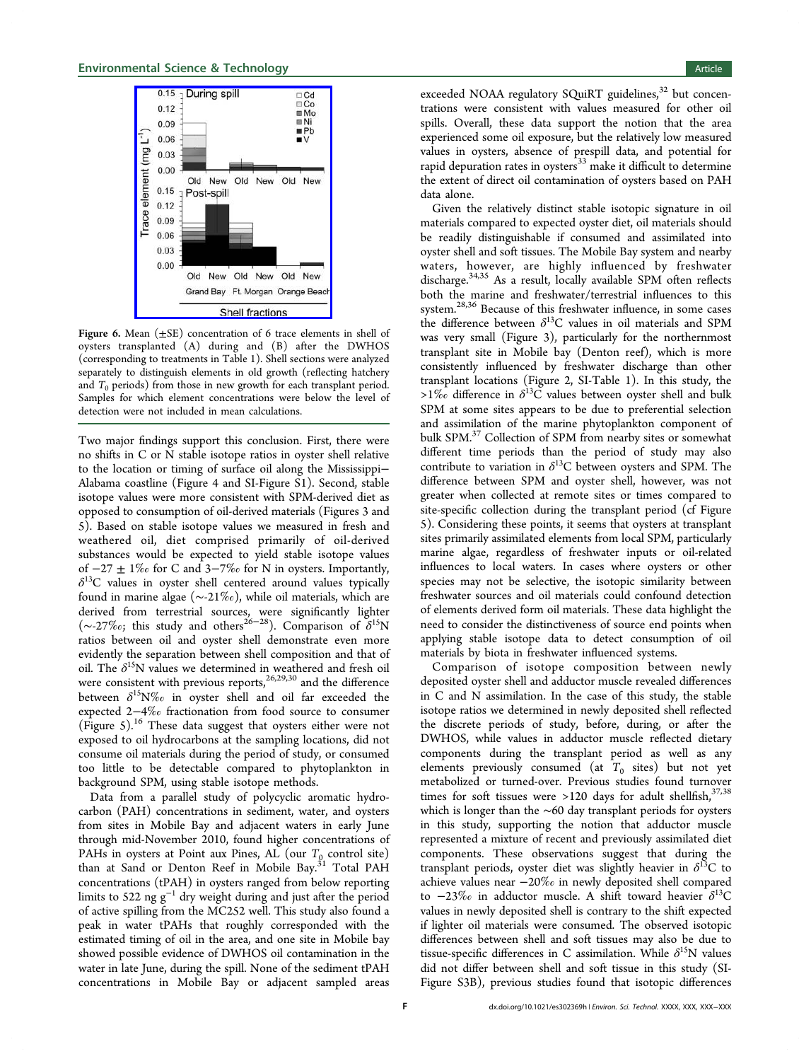Figure 6. Mean (±SE) concentration of 6 trace elements in shell of oysters transplanted (A) during and (B) after the DWHOS (corresponding to treatments in Table 1). Shell sections were analyzed separately to distinguish elements in old growth (reflecting hatchery and $T_0$ periods) from those in new growth for each transplant period. Samples for which element concentrations were below the level of detection were not included in mean calculations.

Two major findings support this conclusion. First, there were no shifts in C or N stable isotope ratios in oyster shell relative to the location or timing of surface oil along the Mississippi–Alabama coastline (Figure 4 and SI-Figure S1). Second, stable isotope values were more consistent with SPM-derived diet as opposed to consumption of oil-derived materials (Figures 3 and 5). Based on stable isotope values we measured in fresh and weathered oil, diet comprised primarily of oil-derived substances would be expected to yield stable isotope values of −27 ± 1‰ for C and 3−7‰ for N in oysters. Importantly, $\delta^{13}C$ values in oyster shell centered around values typically found in marine algae (~-21‰), while oil materials, which are derived from terrestrial sources, were significantly lighter (~-27‰; this study and others[26−28]). Comparison of $\delta^{15}N$ ratios between oil and oyster shell demonstrate even more evidently the separation between shell composition and that of oil. The $\delta^{15}N$ values we determined in weathered and fresh oil were consistent with previous reports,[26,29,30] and the difference between $\delta^{15}N$‰ in oyster shell and oil far exceeded the expected 2−4‰ fractionation from food source to consumer (Figure 5).[16] These data suggest that oysters either were not exposed to oil hydrocarbons at the sampling locations, did not consume oil materials during the period of study, or consumed too little to be detectable compared to phytoplankton in background SPM, using stable isotope methods.

Data from a parallel study of polycyclic aromatic hydrocarbon (PAH) concentrations in sediment, water, and oysters from sites in Mobile Bay and adjacent waters in early June through mid-November 2010, found higher concentrations of PAHs in oysters at Point aux Pines, AL (our $T_0$ control site) than at Sand or Denton Reef in Mobile Bay.[31] Total PAH concentrations (tPAH) in oysters ranged from below reporting limits to 522 ng $g^{-1}$ dry weight during and just after the period of active spilling from the MC252 well. This study also found a peak in water tPAHs that roughly corresponded with the estimated timing of oil in the area, and one site in Mobile bay showed possible evidence of DWHOS oil contamination in the water in late June, during the spill. None of the sediment tPAH concentrations in Mobile Bay or adjacent sampled areas exceeded NOAA regulatory SQuiRT guidelines,[32] but concentrations were consistent with values measured for other oil spills. Overall, these data support the notion that the area experienced some oil exposure, but the relatively low measured values in oysters, absence of prespill data, and potential for rapid depuration rates in oysters[33] make it difficult to determine the extent of direct oil contamination of oysters based on PAH data alone.

Given the relatively distinct stable isotopic signature in oil materials compared to expected oyster diet, oil materials should be readily distinguishable if consumed and assimilated into oyster shell and soft tissues. The Mobile Bay system and nearby waters, however, are highly influenced by freshwater discharge.[34,35] As a result, locally available SPM often reflects both the marine and freshwater/terrestrial influences to this system.[28,36] Because of this freshwater influence, in some cases the difference between $\delta^{13}C$ values in oil materials and SPM was very small (Figure 3), particularly for the northernmost transplant site in Mobile bay (Denton reef), which is more consistently influenced by freshwater discharge than other transplant locations (Figure 2, SI-Table 1). In this study, the >1‰ difference in $\delta^{13}C$ values between oyster shell and bulk SPM at some sites appears to be due to preferential selection and assimilation of the marine phytoplankton component of bulk SPM.[37] Collection of SPM from nearby sites or somewhat different time periods than the period of study may also contribute to variation in $\delta^{13}C$ between oysters and SPM. The difference between SPM and oyster shell, however, was not greater when collected at remote sites or times compared to site-specific collection during the transplant period (cf Figure 5). Considering these points, it seems that oysters at transplant sites primarily assimilated elements from local SPM, particularly marine algae, regardless of freshwater inputs or oil-related influences to local waters. In cases where oysters or other species may not be selective, the isotopic similarity between freshwater sources and oil materials could confound detection of elements derived form oil materials. These data highlight the need to consider the distinctiveness of source end points when applying stable isotope data to detect consumption of oil materials by biota in freshwater influenced systems.

Comparison of isotope composition between newly deposited oyster shell and adductor muscle revealed differences in C and N assimilation. In the case of this study, the stable isotope ratios we determined in newly deposited shell reflected the discrete periods of study, before, during, or after the DWHOS, while values in adductor muscle reflected dietary components during the transplant period as well as any elements previously consumed (at $T_0$ sites) but not yet metabolized or turned-over. Previous studies found turnover times for soft tissues were >120 days for adult shellfish,[37,38] which is longer than the ~60 day transplant periods for oysters in this study, supporting the notion that adductor muscle represented a mixture of recent and previously assimilated diet components. These observations suggest that during the transplant periods, oyster diet was slightly heavier in $\delta^{13}C$ to achieve values near −20‰ in newly deposited shell compared to −23‰ in adductor muscle. A shift toward heavier $\delta^{13}C$ values in newly deposited shell is contrary to the shift expected if lighter oil materials were consumed. The observed isotopic differences between shell and soft tissues may also be due to tissue-specific differences in C assimilation. While $\delta^{15}N$ values did not differ between shell and soft tissue in this study (SI-Figure S3B), previous studies found that isotopic differences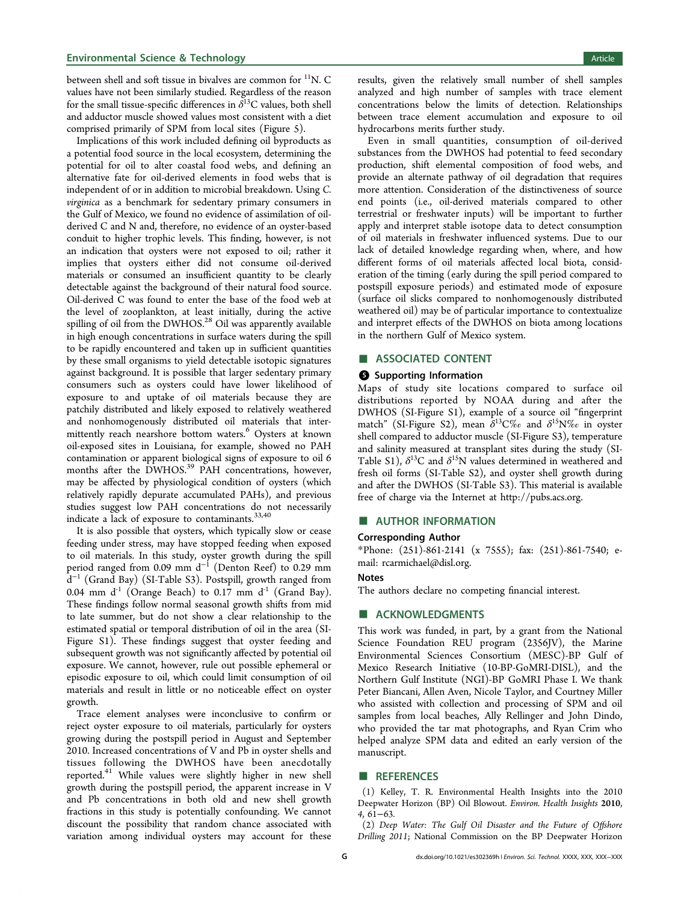between shell and soft tissue in bivalves are common for $^{11}$N. C values have not been similarly studied. Regardless of the reason for the small tissue-specific differences in $\delta^{13}$C values, both shell and adductor muscle showed values most consistent with a diet comprised primarily of SPM from local sites (Figure 5).

Implications of this work included defining oil byproducts as a potential food source in the local ecosystem, determining the potential for oil to alter coastal food webs, and defining an alternative fate for oil-derived elements in food webs that is independent of or in addition to microbial breakdown. Using *C. virginica* as a benchmark for sedentary primary consumers in the Gulf of Mexico, we found no evidence of assimilation of oil-derived C and N and, therefore, no evidence of an oyster-based conduit to higher trophic levels. This finding, however, is not an indication that oysters were not exposed to oil; rather it implies that oysters either did not consume oil-derived materials or consumed an insufficient quantity to be clearly detectable against the background of their natural food source. Oil-derived C was found to enter the base of the food web at the level of zooplankton, at least initially, during the active spilling of oil from the DWHOS.[28] Oil was apparently available in high enough concentrations in surface waters during the spill to be rapidly encountered and taken up in sufficient quantities by these small organisms to yield detectable isotopic signatures against background. It is possible that larger sedentary primary consumers such as oysters could have lower likelihood of exposure to and uptake of oil materials because they are patchily distributed and likely exposed to relatively weathered and nonhomogenously distributed oil materials that intermittently reach nearshore bottom waters.[6] Oysters at known oil-exposed sites in Louisiana, for example, showed no PAH contamination or apparent biological signs of exposure to oil 6 months after the DWHOS.[39] PAH concentrations, however, may be affected by physiological condition of oysters (which relatively rapidly depurate accumulated PAHs), and previous studies suggest low PAH concentrations do not necessarily indicate a lack of exposure to contaminants.[33,40]

It is also possible that oysters, which typically slow or cease feeding under stress, may have stopped feeding when exposed to oil materials. In this study, oyster growth during the spill period ranged from 0.09 mm d$^{-1}$ (Denton Reef) to 0.29 mm d$^{-1}$ (Grand Bay) (SI-Table S3). Postspill, growth ranged from 0.04 mm d$^{-1}$ (Orange Beach) to 0.17 mm d$^{-1}$ (Grand Bay). These findings follow normal seasonal growth shifts from mid to late summer, but do not show a clear relationship to the estimated spatial or temporal distribution of oil in the area (SI-Figure S1). These findings suggest that oyster feeding and subsequent growth was not significantly affected by potential oil exposure. We cannot, however, rule out possible ephemeral or episodic exposure to oil, which could limit consumption of oil materials and result in little or no noticeable effect on oyster growth.

Trace element analyses were inconclusive to confirm or reject oyster exposure to oil materials, particularly for oysters growing during the postspill period in August and September 2010. Increased concentrations of V and Pb in oyster shells and tissues following the DWHOS have been anecdotally reported.[41] While values were slightly higher in new shell growth during the postspill period, the apparent increase in V and Pb concentrations in both old and new shell growth fractions in this study is potentially confounding. We cannot discount the possibility that random chance associated with variation among individual oysters may account for these results, given the relatively small number of shell samples analyzed and high number of samples with trace element concentrations below the limits of detection. Relationships between trace element accumulation and exposure to oil hydrocarbons merits further study.

Even in small quantities, consumption of oil-derived substances from the DWHOS had potential to feed secondary production, shift elemental composition of food webs, and provide an alternate pathway of oil degradation that requires more attention. Consideration of the distinctiveness of source end points (i.e., oil-derived materials compared to other terrestrial or freshwater inputs) will be important to further apply and interpret stable isotope data to detect consumption of oil materials in freshwater influenced systems. Due to our lack of detailed knowledge regarding when, where, and how different forms of oil materials affected local biota, consideration of the timing (early during the spill period compared to postspill exposure periods) and estimated mode of exposure (surface oil slicks compared to nonhomogenously distributed weathered oil) may be of particular importance to contextualize and interpret effects of the DWHOS on biota among locations in the northern Gulf of Mexico system.

## ■ ASSOCIATED CONTENT

### Supporting Information

Maps of study site locations compared to surface oil distributions reported by NOAA during and after the DWHOS (SI-Figure S1), example of a source oil "fingerprint match" (SI-Figure S2), mean $\delta^{13}$C‰ and $\delta^{15}$N‰ in oyster shell compared to adductor muscle (SI-Figure S3), temperature and salinity measured at transplant sites during the study (SI-Table S1), $\delta^{13}$C and $\delta^{15}$N values determined in weathered and fresh oil forms (SI-Table S2), and oyster shell growth during and after the DWHOS (SI-Table S3). This material is available free of charge via the Internet at http://pubs.acs.org.

## ■ AUTHOR INFORMATION

### Corresponding Author

*Phone: (251)-861-2141 (x 7555); fax: (251)-861-7540; e-mail: rcarmichael@disl.org.

### Notes

The authors declare no competing financial interest.

## ■ ACKNOWLEDGMENTS

This work was funded, in part, by a grant from the National Science Foundation REU program (2356JV), the Marine Environmental Sciences Consortium (MESC)-BP Gulf of Mexico Research Initiative (10-BP-GoMRI-DISL), and the Northern Gulf Institute (NGI)-BP GoMRI Phase I. We thank Peter Biancani, Allen Aven, Nicole Taylor, and Courtney Miller who assisted with collection and processing of SPM and oil samples from local beaches, Ally Rellinger and John Dindo, who provided the tar mat photographs, and Ryan Crim who helped analyze SPM data and edited an early version of the manuscript.

## ■ REFERENCES

(1) Kelley, T. R. Environmental Health Insights into the 2010 Deepwater Horizon (BP) Oil Blowout. *Environ. Health Insights* **2010**, *4*, 61–63.

(2) *Deep Water: The Gulf Oil Disaster and the Future of Offshore Drilling* **2011**; National Commission on the BP Deepwater Horizon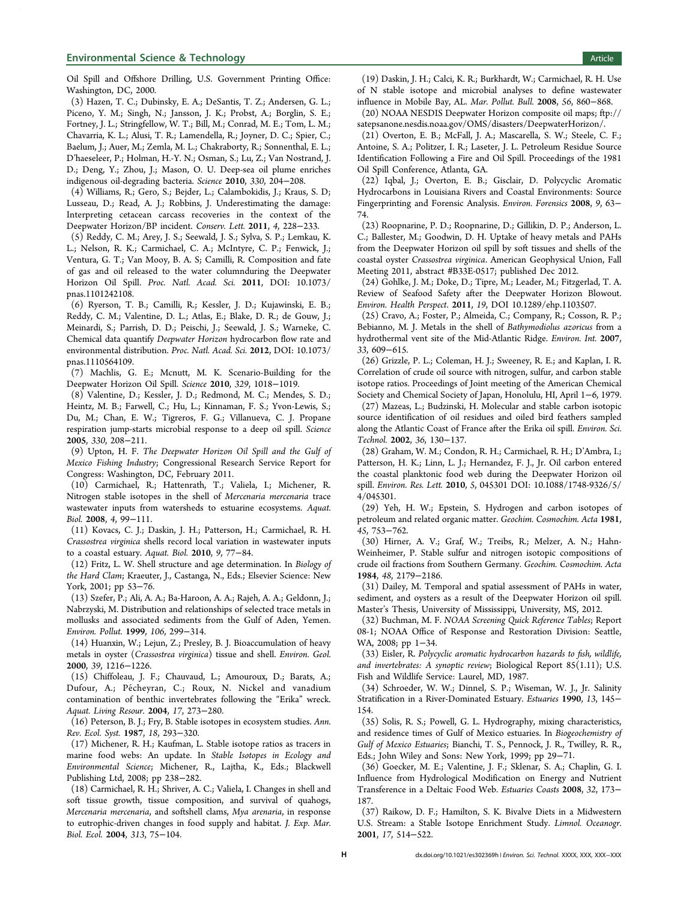Oil Spill and Offshore Drilling, U.S. Government Printing Office: Washington, DC, 2000.

(3) Hazen, T. C.; Dubinsky, E. A.; DeSantis, T. Z.; Andersen, G. L.; Piceno, Y. M.; Singh, N.; Jansson, J. K.; Probst, A.; Borglin, S. E.; Fortney, J. L.; Stringfellow, W. T.; Bill, M.; Conrad, M. E.; Tom, L. M.; Chavarria, K. L.; Alusi, T. R.; Lamendella, R.; Joyner, D. C.; Spier, C.; Baelum, J.; Auer, M.; Zemla, M. L.; Chakraborty, R.; Sonnenthal, E. L.; D'haeseleer, P.; Holman, H.-Y. N.; Osman, S.; Lu, Z.; Van Nostrand, J. D.; Deng, Y.; Zhou, J.; Mason, O. U. Deep-sea oil plume enriches indigenous oil-degrading bacteria. *Science* **2010**, *330*, 204−208.

(4) Williams, R.; Gero, S.; Bejder, L.; Calambokidis, J.; Kraus, S. D; Lusseau, D.; Read, A. J.; Robbins, J. Underestimating the damage: Interpreting cetacean carcass recoveries in the context of the Deepwater Horizon/BP incident. *Conserv. Lett.* **2011**, *4*, 228−233.

(5) Reddy, C. M.; Arey, J. S.; Seewald, J. S.; Sylva, S. P.; Lemkau, K. L.; Nelson, R. K.; Carmichael, C. A.; McIntyre, C. P.; Fenwick, J.; Ventura, G. T.; Van Mooy, B. A. S; Camilli, R. Composition and fate of gas and oil released to the water columnduring the Deepwater Horizon Oil Spill. *Proc. Natl. Acad. Sci.* **2011**, DOI: 10.1073/pnas.1101242108.

(6) Ryerson, T. B.; Camilli, R.; Kessler, J. D.; Kujawinski, E. B.; Reddy, C. M.; Valentine, D. L.; Atlas, E.; Blake, D. R.; de Gouw, J.; Meinardi, S.; Parrish, D. D.; Peischi, J.; Seewald, J. S.; Warneke, C. Chemical data quantify *Deepwater Horizon* hydrocarbon flow rate and environmental distribution. *Proc. Natl. Acad. Sci.* **2012**, DOI: 10.1073/pnas.1110564109.

(7) Machlis, G. E.; Mcnutt, M. K. Scenario-Building for the Deepwater Horizon Oil Spill. *Science* **2010**, *329*, 1018−1019.

(8) Valentine, D.; Kessler, J. D.; Redmond, M. C.; Mendes, S. D.; Heintz, M. B.; Farwell, C.; Hu, L.; Kinnaman, F. S.; Yvon-Lewis, S.; Du, M.; Chan, E. W.; Tigreros, F. G.; Villanueva, C. J. Propane respiration jump-starts microbial response to a deep oil spill. *Science* **2010**, *330*, 208−211.

(9) Upton, H. F. *The Deepwater Horizon Oil Spill and the Gulf of Mexico Fishing Industry*; Congressional Research Service Report for Congress: Washington, DC, February 2011.

(10) Carmichael, R.; Hattenrath, T.; Valiela, I.; Michener, R. Nitrogen stable isotopes in the shell of *Mercenaria mercenaria* trace wastewater inputs from watersheds to estuarine ecosystems. *Aquat. Biol.* **2008**, *4*, 99−111.

(11) Kovacs, C. J.; Daskin, J. H.; Patterson, H.; Carmichael, R. H. *Crassostrea virginica* shells record local variation in wastewater inputs to a coastal estuary. *Aquat. Biol.* **2010**, *9*, 77−84.

(12) Fritz, L. W. Shell structure and age determination. In *Biology of the Hard Clam*; Kraeuter, J., Castanga, N., Eds.; Elsevier Science: New York, 2001; pp 53−76.

(13) Szefer, P.; Ali, A. A.; Ba-Haroon, A. A.; Rajeh, A. A.; Geldonn, J.; Nabrzyski, M. Distribution and relationships of selected trace metals in mollusks and associated sediments from the Gulf of Aden, Yemen. *Environ. Pollut.* **1999**, *106*, 299−314.

(14) Huanxin, W.; Lejun, Z.; Presley, B. J. Bioaccumulation of heavy metals in oyster (*Crassostrea virginica*) tissue and shell. *Environ. Geol.* **2000**, *39*, 1216−1226.

(15) Chiffoleau, J. F.; Chauvaud, L.; Amouroux, D.; Barats, A.; Dufour, A.; Pécheyran, C.; Roux, N. Nickel and vanadium contamination of benthic invertebrates following the "Erika" wreck. *Aquat. Living Resour.* **2004**, *17*, 273−280.

(16) Peterson, B. J.; Fry, B. Stable isotopes in ecosystem studies. *Ann. Rev. Ecol. Syst.* **1987**, *18*, 293−320.

(17) Michener, R. H.; Kaufman, L. Stable isotope ratios as tracers in marine food webs: An update. In *Stable Isotopes in Ecology and Environmental Science*; Michener, R., Lajtha, K., Eds.; Blackwell Publishing Ltd, 2008; pp 238−282.

(18) Carmichael, R. H.; Shriver, A. C.; Valiela, I. Changes in shell and soft tissue growth, tissue composition, and survival of quahogs, *Mercenaria mercenaria*, and softshell clams, *Mya arenaria*, in response to eutrophic-driven changes in food supply and habitat. *J. Exp. Mar. Biol. Ecol.* **2004**, *313*, 75−104.

(19) Daskin, J. H.; Calci, K. R.; Burkhardt, W.; Carmichael, R. H. Use of N stable isotope and microbial analyses to define wastewater influence in Mobile Bay, AL. *Mar. Pollut. Bull.* **2008**, *56*, 860−868.

(20) NOAA NESDIS Deepwater Horizon composite oil maps; ftp://satepsanone.nesdis.noaa.gov/OMS/disasters/DeepwaterHorizon/.

(21) Overton, E. B.; McFall, J. A.; Mascarella, S. W.; Steele, C. F.; Antoine, S. A.; Politzer, I. R.; Laseter, J. L. Petroleum Residue Source Identification Following a Fire and Oil Spill. Proceedings of the 1981 Oil Spill Conference, Atlanta, GA.

(22) Iqbal, J.; Overton, E. B.; Gisclair, D. Polycyclic Aromatic Hydrocarbons in Louisiana Rivers and Coastal Environments: Source Fingerprinting and Forensic Analysis. *Environ. Forensics* **2008**, *9*, 63−74.

(23) Roopnarine, P. D.; Roopnarine, D.; Gillikin, D. P.; Anderson, L. C.; Ballester, M.; Goodwin, D. H. Uptake of heavy metals and PAHs from the Deepwater Horizon oil spill by soft tissues and shells of the coastal oyster *Crassostrea virginica*. American Geophysical Union, Fall Meeting 2011, abstract #B33E-0517; published Dec 2012.

(24) Gohlke, J. M.; Doke, D.; Tipre, M.; Leader, M.; Fitzgerlad, T. A. Review of Seafood Safety after the Deepwater Horizon Blowout. *Environ. Health Perspect.* **2011**, *19*, DOI 10.1289/ehp.1103507.

(25) Cravo, A.; Foster, P.; Almeida, C.; Company, R.; Cosson, R. P.; Bebianno, M. J. Metals in the shell of *Bathymodiolus azoricus* from a hydrothermal vent site of the Mid-Atlantic Ridge. *Environ. Int.* **2007**, *33*, 609−615.

(26) Grizzle, P. L.; Coleman, H. J.; Sweeney, R. E.; and Kaplan, I. R. Correlation of crude oil source with nitrogen, sulfur, and carbon stable isotope ratios. Proceedings of Joint meeting of the American Chemical Society and Chemical Society of Japan, Honolulu, HI, April 1−6, 1979.

(27) Mazeas, L.; Budzinski, H. Molecular and stable carbon isotopic source identification of oil residues and oiled bird feathers sampled along the Atlantic Coast of France after the Erika oil spill. *Environ. Sci. Technol.* **2002**, *36*, 130−137.

(28) Graham, W. M.; Condon, R. H.; Carmichael, R. H.; D'Ambra, I.; Patterson, H. K.; Linn, L. J.; Hernandez, F. J., Jr. Oil carbon entered the coastal planktonic food web during the Deepwater Horizon oil spill. *Environ. Res. Lett.* **2010**, *5*, 045301 DOI: 10.1088/1748-9326/5/4/045301.

(29) Yeh, H. W.; Epstein, S. Hydrogen and carbon isotopes of petroleum and related organic matter. *Geochim. Cosmochim. Acta* **1981**, *45*, 753−762.

(30) Hirner, A. V.; Graf, W.; Treibs, R.; Melzer, A. N.; Hahn-Weinheimer, P. Stable sulfur and nitrogen isotopic compositions of crude oil fractions from Southern Germany. *Geochim. Cosmochim. Acta* **1984**, *48*, 2179−2186.

(31) Dailey, M. Temporal and spatial assessment of PAHs in water, sediment, and oysters as a result of the Deepwater Horizon oil spill. Master's Thesis, University of Mississippi, University, MS, 2012.

(32) Buchman, M. F. *NOAA Screening Quick Reference Tables*; Report 08-1; NOAA Office of Response and Restoration Division: Seattle, WA, 2008; pp 1−34.

(33) Eisler, R. *Polycyclic aromatic hydrocarbon hazards to fish, wildlife, and invertebrates: A synoptic review*; Biological Report 85(1.11); U.S. Fish and Wildlife Service: Laurel, MD, 1987.

(34) Schroeder, W. W.; Dinnel, S. P.; Wiseman, W. J., Jr. Salinity Stratification in a River-Dominated Estuary. *Estuaries* **1990**, *13*, 145−154.

(35) Solis, R. S.; Powell, G. L. Hydrography, mixing characteristics, and residence times of Gulf of Mexico estuaries. In *Biogeochemistry of Gulf of Mexico Estuaries*; Bianchi, T. S., Pennock, J. R., Twilley, R. R., Eds.; John Wiley and Sons: New York, 1999; pp 29−71.

(36) Goecker, M. E.; Valentine, J. F.; Sklenar, S. A.; Chaplin, G. I. Influence from Hydrological Modification on Energy and Nutrient Transference in a Deltaic Food Web. *Estuaries Coasts* **2008**, *32*, 173−187.

(37) Raikow, D. F.; Hamilton, S. K. Bivalve Diets in a Midwestern U.S. Stream: a Stable Isotope Enrichment Study. *Limnol. Oceanogr.* **2001**, *17*, 514−522.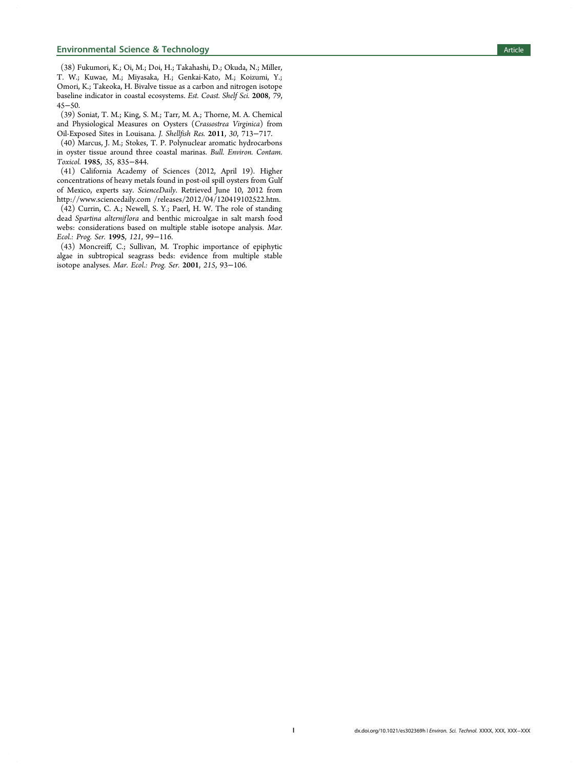(38) Fukumori, K.; Oi, M.; Doi, H.; Takahashi, D.; Okuda, N.; Miller, T. W.; Kuwae, M.; Miyasaka, H.; Genkai-Kato, M.; Koizumi, Y.; Omori, K.; Takeoka, H. Bivalve tissue as a carbon and nitrogen isotope baseline indicator in coastal ecosystems. *Est. Coast. Shelf Sci.* **2008**, *79*, 45−50.

(39) Soniat, T. M.; King, S. M.; Tarr, M. A.; Thorne, M. A. Chemical and Physiological Measures on Oysters (*Crassostrea Virginica*) from Oil-Exposed Sites in Louisana. *J. Shellfish Res.* **2011**, *30*, 713−717.

(40) Marcus, J. M.; Stokes, T. P. Polynuclear aromatic hydrocarbons in oyster tissue around three coastal marinas. *Bull. Environ. Contam. Toxicol.* **1985**, *35*, 835−844.

(41) California Academy of Sciences (2012, April 19). Higher concentrations of heavy metals found in post-oil spill oysters from Gulf of Mexico, experts say. *ScienceDaily*. Retrieved June 10, 2012 from http://www.sciencedaily.com /releases/2012/04/120419102522.htm.

(42) Currin, C. A.; Newell, S. Y.; Paerl, H. W. The role of standing dead *Spartina alterniflora* and benthic microalgae in salt marsh food webs: considerations based on multiple stable isotope analysis. *Mar. Ecol.: Prog. Ser.* **1995**, *121*, 99−116.

(43) Moncreiff, C.; Sullivan, M. Trophic importance of epiphytic algae in subtropical seagrass beds: evidence from multiple stable isotope analyses. *Mar. Ecol.: Prog. Ser.* **2001**, *215*, 93−106.